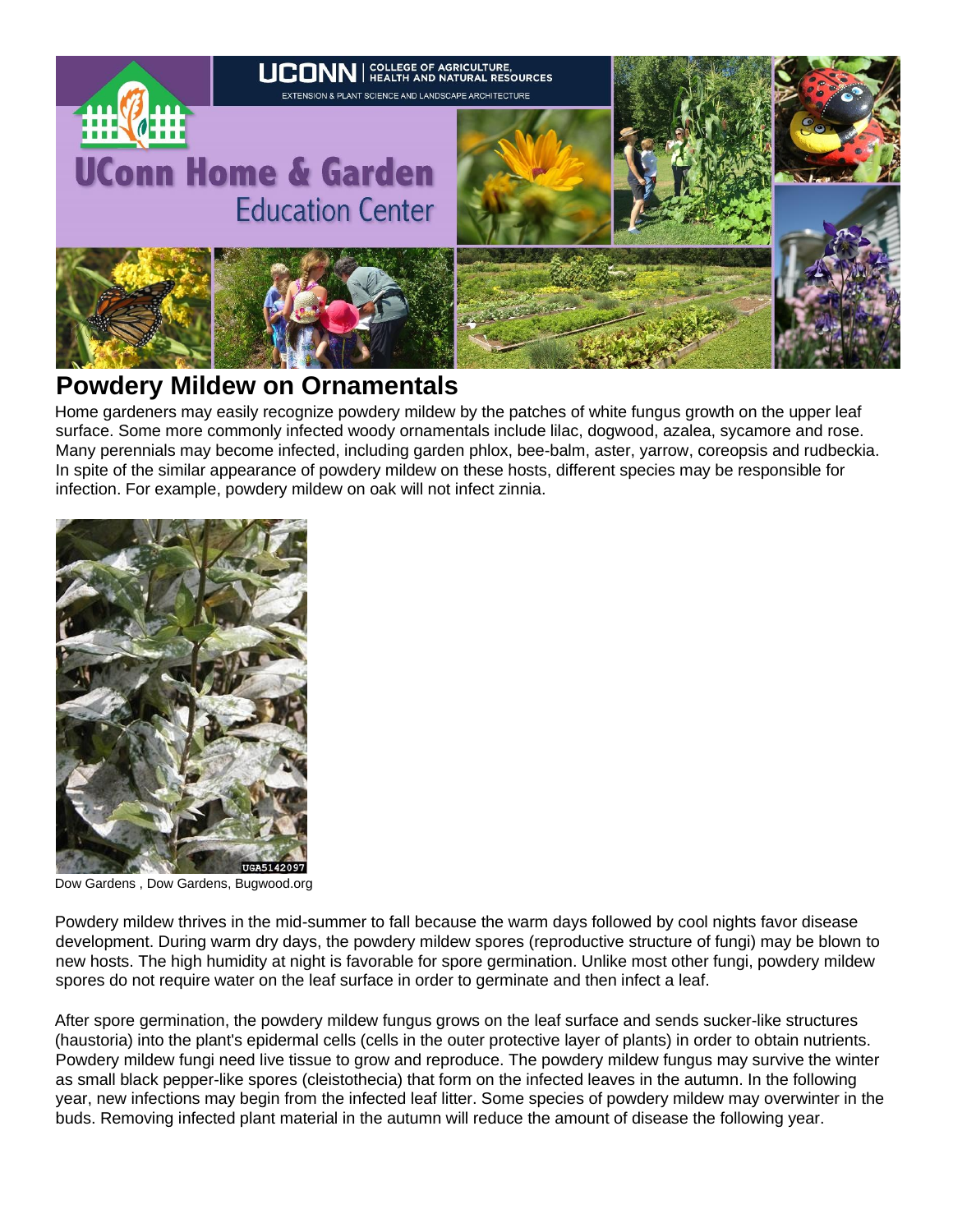UCONN | COLLEGE OF AGRICULTURE, HEALTH AND NATURAL RESOURCES

EXTENSION & PLANT SCIENCE AND LANDSCAPE ARCHITECTURE

UConn Home & Garden Education Center

# Powdery Mildew on Ornamentals

Home gardeners may easily recognize powdery mildew by the patches of white fungus growth on the upper leaf surface. Some more commonly infected woody ornamentals include lilac, dogwood, azalea, sycamore and rose. Many perennials may become infected, including garden phlox, bee-balm, aster, yarrow, coreopsis and rudbeckia. In spite of the similar appearance of powdery mildew on these hosts, different species may be responsible for infection. For example, powdery mildew on oak will not infect zinnia.

UGA5142097

Dow Gardens , Dow Gardens, Bugwood.org

Powdery mildew thrives in the mid-summer to fall because the warm days followed by cool nights favor disease development. During warm dry days, the powdery mildew spores (reproductive structure of fungi) may be blown to new hosts. The high humidity at night is favorable for spore germination. Unlike most other fungi, powdery mildew spores do not require water on the leaf surface in order to germinate and then infect a leaf.

After spore germination, the powdery mildew fungus grows on the leaf surface and sends sucker-like structures (haustoria) into the plant's epidermal cells (cells in the outer protective layer of plants) in order to obtain nutrients. Powdery mildew fungi need live tissue to grow and reproduce. The powdery mildew fungus may survive the winter as small black pepper-like spores (cleistothecia) that form on the infected leaves in the autumn. In the following year, new infections may begin from the infected leaf litter. Some species of powdery mildew may overwinter in the buds. Removing infected plant material in the autumn will reduce the amount of disease the following year.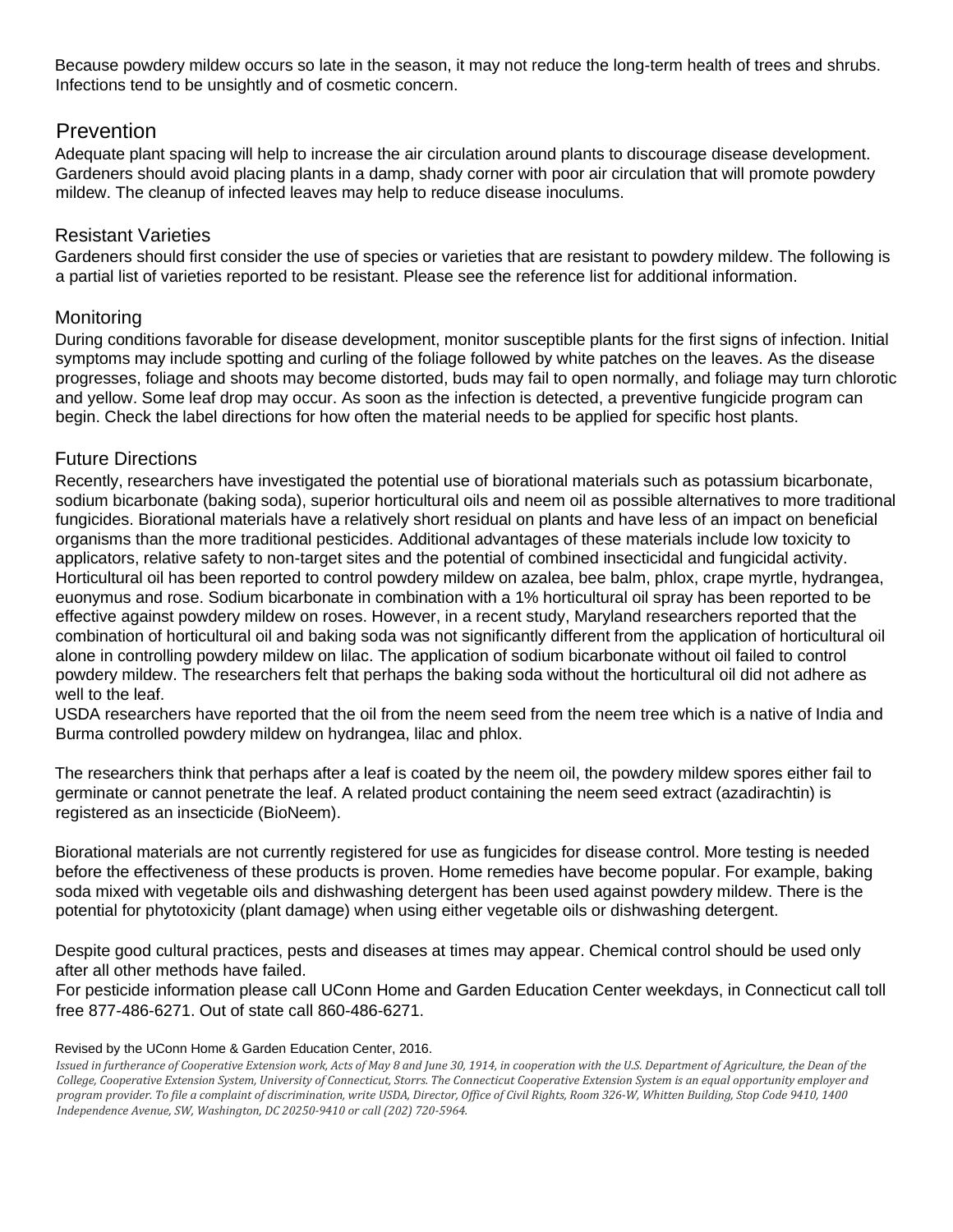Because powdery mildew occurs so late in the season, it may not reduce the long-term health of trees and shrubs. Infections tend to be unsightly and of cosmetic concern.

## Prevention

Adequate plant spacing will help to increase the air circulation around plants to discourage disease development. Gardeners should avoid placing plants in a damp, shady corner with poor air circulation that will promote powdery mildew. The cleanup of infected leaves may help to reduce disease inoculums.

### Resistant Varieties

Gardeners should first consider the use of species or varieties that are resistant to powdery mildew. The following is a partial list of varieties reported to be resistant. Please see the reference list for additional information.

### Monitoring

During conditions favorable for disease development, monitor susceptible plants for the first signs of infection. Initial symptoms may include spotting and curling of the foliage followed by white patches on the leaves. As the disease progresses, foliage and shoots may become distorted, buds may fail to open normally, and foliage may turn chlorotic and yellow. Some leaf drop may occur. As soon as the infection is detected, a preventive fungicide program can begin. Check the label directions for how often the material needs to be applied for specific host plants.

### Future Directions

Recently, researchers have investigated the potential use of biorational materials such as potassium bicarbonate, sodium bicarbonate (baking soda), superior horticultural oils and neem oil as possible alternatives to more traditional fungicides. Biorational materials have a relatively short residual on plants and have less of an impact on beneficial organisms than the more traditional pesticides. Additional advantages of these materials include low toxicity to applicators, relative safety to non-target sites and the potential of combined insecticidal and fungicidal activity. Horticultural oil has been reported to control powdery mildew on azalea, bee balm, phlox, crape myrtle, hydrangea, euonymus and rose. Sodium bicarbonate in combination with a 1% horticultural oil spray has been reported to be effective against powdery mildew on roses. However, in a recent study, Maryland researchers reported that the combination of horticultural oil and baking soda was not significantly different from the application of horticultural oil alone in controlling powdery mildew on lilac. The application of sodium bicarbonate without oil failed to control powdery mildew. The researchers felt that perhaps the baking soda without the horticultural oil did not adhere as well to the leaf.

USDA researchers have reported that the oil from the neem seed from the neem tree which is a native of India and Burma controlled powdery mildew on hydrangea, lilac and phlox.

The researchers think that perhaps after a leaf is coated by the neem oil, the powdery mildew spores either fail to germinate or cannot penetrate the leaf. A related product containing the neem seed extract (azadirachtin) is registered as an insecticide (BioNeem).

Biorational materials are not currently registered for use as fungicides for disease control. More testing is needed before the effectiveness of these products is proven. Home remedies have become popular. For example, baking soda mixed with vegetable oils and dishwashing detergent has been used against powdery mildew. There is the potential for phytotoxicity (plant damage) when using either vegetable oils or dishwashing detergent.

Despite good cultural practices, pests and diseases at times may appear. Chemical control should be used only after all other methods have failed.

For pesticide information please call UConn Home and Garden Education Center weekdays, in Connecticut call toll free 877-486-6271. Out of state call 860-486-6271.

Revised by the UConn Home & Garden Education Center, 2016.

*Issued in furtherance of Cooperative Extension work, Acts of May 8 and June 30, 1914, in cooperation with the U.S. Department of Agriculture, the Dean of the College, Cooperative Extension System, University of Connecticut, Storrs. The Connecticut Cooperative Extension System is an equal opportunity employer and program provider. To file a complaint of discrimination, write USDA, Director, Office of Civil Rights, Room 326-W, Whitten Building, Stop Code 9410, 1400 Independence Avenue, SW, Washington, DC 20250-9410 or call (202) 720-5964.*